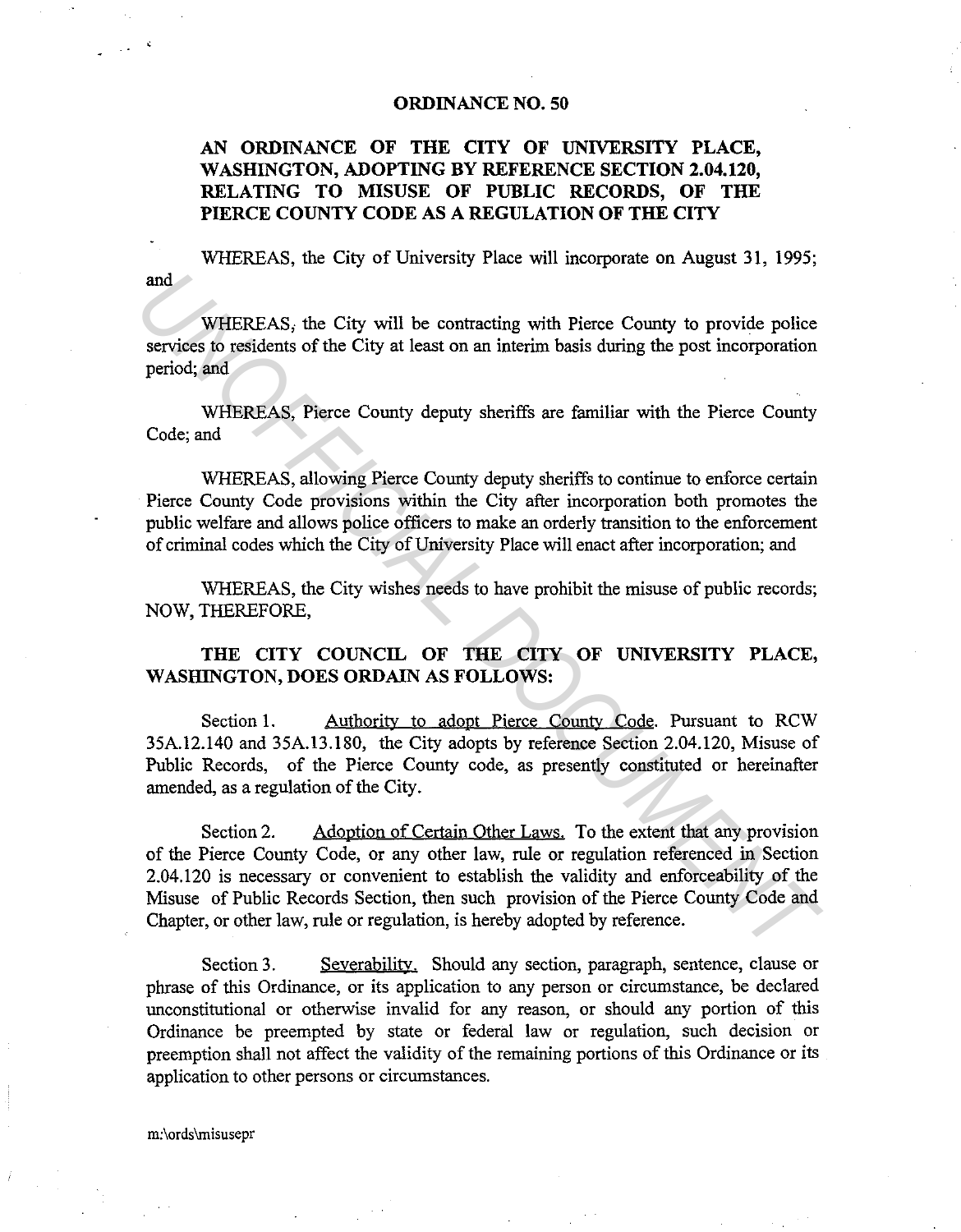# ORDINANCE NO. 50

## AN ORDINANCE OF THE CITY OF UNIVERSITY PLACE, WASHINGTON, ADOPTING BY REFERENCE SECTION 2.04.120, RELATING TO MISUSE OF PUBLIC RECORDS, OF THE PIERCE COUNTY CODE AS A REGULATION OF THE CITY

WHEREAS, the City of University Place will incorporate on August 31, 1995; and

WHEREAS, the City will be contracting with Pierce County to provide police services to residents of the City at least on an interim basis during the post incorporation period; and

WHEREAS, Pierce County deputy sheriffs are familiar with the Pierce County Code; and

WHEREAS, allowing Pierce County deputy sheriffs to continue to enforce certain Pierce County Code provisions within the City after incorporation both promotes the public welfare and allows police officers to make an orderly transition to the enforcement of criminal codes which the City of University Place will enact after incorporation; and

WHEREAS, the City wishes needs to have prohibit the misuse of public records; NOW, THEREFORE,

**THE CITY COUNCIL OF THE CITY OF UNIVERSITY PLACE, WASHINGTON, DOES ORDAIN AS FOLLOWS:**

Section 1. Authority to adopt Pierce County Code. Pursuant to RCW 35A.12.140 and 35A.13.180, the City adopts by reference Section 2.04.120, Misuse of Public Records, of the Pierce County code, as presently constituted or hereinafter amended, as a regulation of the City.

Section 2. Adoption of Certain Other Laws. To the extent that any provision of the Pierce County Code, or any other law, rule or regulation referenced in Section 2.04.120 is necessary or convenient to establish the validity and enforceability of the Misuse of Public Records Section, then such provision of the Pierce County Code and Chapter, or other law, rule or regulation, is hereby adopted by reference.

Section 3. Severability. Should any section, paragraph, sentence, clause or phrase of this Ordinance, or its application to any person or circumstance, be declared unconstitutional or otherwise invalid for any reason, or should any portion of this Ordinance be preempted by state or federal law or regulation, such decision or preemption shall not affect the validity of the remaining portions of this Ordinance or its application to other persons or circumstances.

m:\ords\misusepr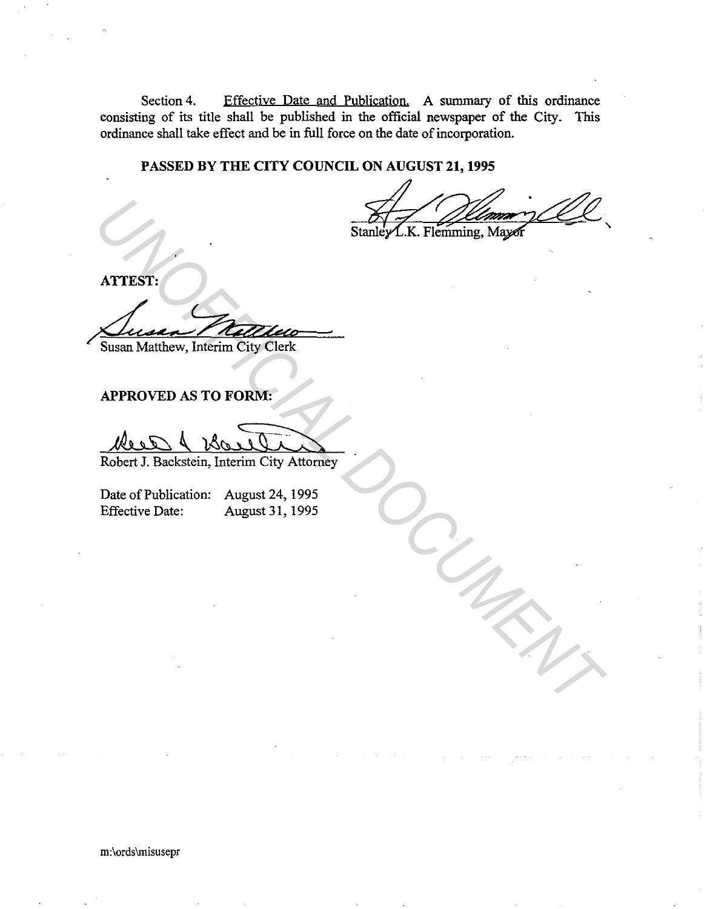Section 4. Effective Date and Publication. A summary of this ordinance consisting of its title shall be published in the official newspaper of the City. This ordinance shall take effect and be in full force on the date of incorporation.

**PASSED BY THE CITY COUNCIL ON AUGUST 21, 1995**

Stanley L.K. Flemming, Mayor

**ATTEST:**

Susan Matthew, Interim City Clerk

**APPROVED AS TO FORM:**

Robert J. Backstein, Interim City Attorney

Date of Publication: August 24, 1995
Effective Date: August 31, 1995

m:\ords\misusepr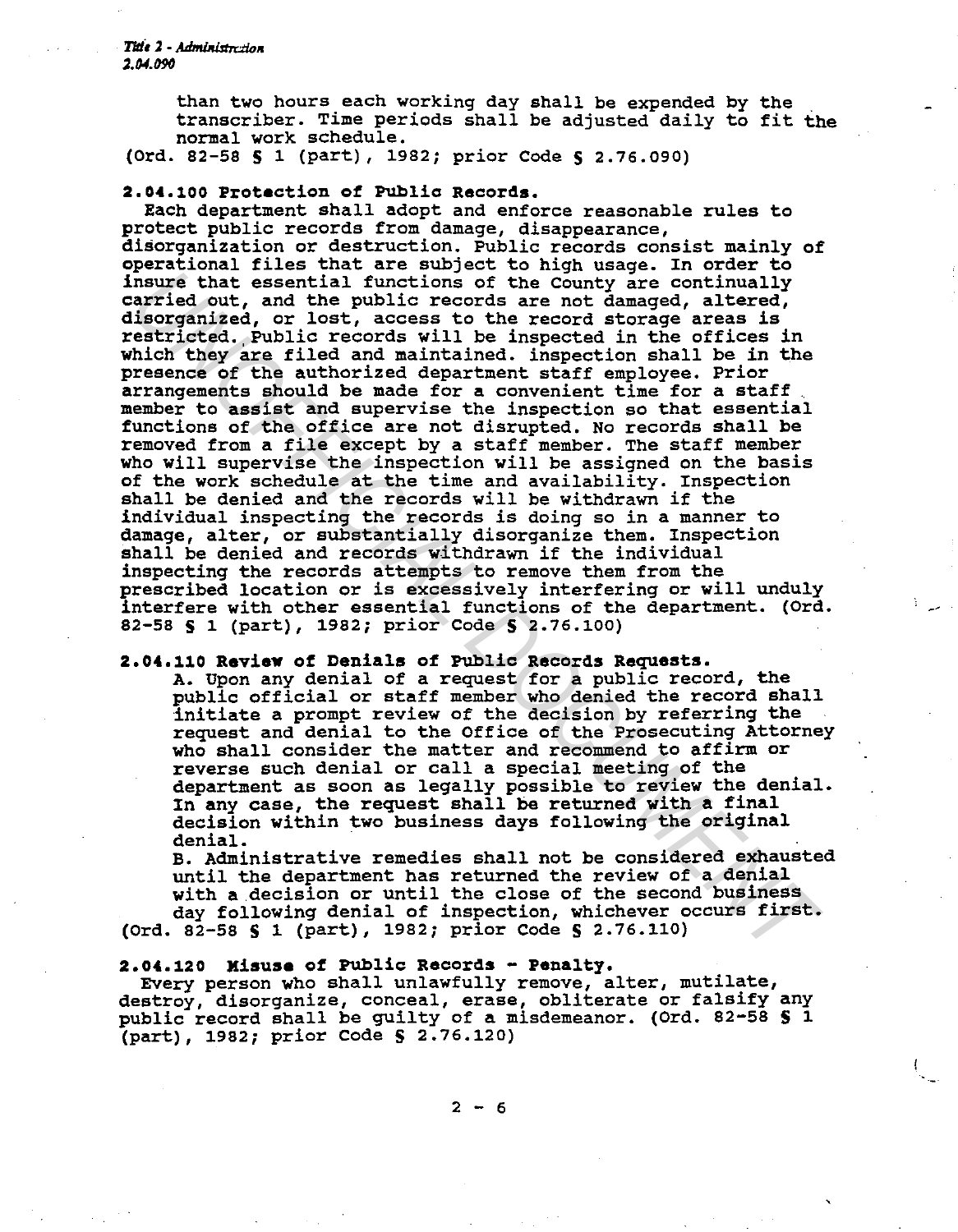than two hours each working day shall be expended by the transcriber. Time periods shall be adjusted daily to fit the normal work schedule.
(Ord. 82-58 § 1 (part), 1982; prior Code § 2.76.090)

**2.04.100 Protection of Public Records.**

Each department shall adopt and enforce reasonable rules to protect public records from damage, disappearance, disorganization or destruction. Public records consist mainly of operational files that are subject to high usage. In order to insure that essential functions of the County are continually carried out, and the public records are not damaged, altered, disorganized, or lost, access to the record storage areas is restricted. Public records will be inspected in the offices in which they are filed and maintained. inspection shall be in the presence of the authorized department staff employee. Prior arrangements should be made for a convenient time for a staff member to assist and supervise the inspection so that essential functions of the office are not disrupted. No records shall be removed from a file except by a staff member. The staff member who will supervise the inspection will be assigned on the basis of the work schedule at the time and availability. Inspection shall be denied and the records will be withdrawn if the individual inspecting the records is doing so in a manner to damage, alter, or substantially disorganize them. Inspection shall be denied and records withdrawn if the individual inspecting the records attempts to remove them from the prescribed location or is excessively interfering or will unduly interfere with other essential functions of the department. (Ord. 82-58 § 1 (part), 1982; prior Code § 2.76.100)

**2.04.110 Review of Denials of Public Records Requests.**

A. Upon any denial of a request for a public record, the public official or staff member who denied the record shall initiate a prompt review of the decision by referring the request and denial to the Office of the Prosecuting Attorney who shall consider the matter and recommend to affirm or reverse such denial or call a special meeting of the department as soon as legally possible to review the denial. In any case, the request shall be returned with a final decision within two business days following the original denial.

B. Administrative remedies shall not be considered exhausted until the department has returned the review of a denial with a decision or until the close of the second business day following denial of inspection, whichever occurs first.

(Ord. 82-58 § 1 (part), 1982; prior Code § 2.76.110)

**2.04.120 Misuse of Public Records - Penalty.**

Every person who shall unlawfully remove, alter, mutilate, destroy, disorganize, conceal, erase, obliterate or falsify any public record shall be guilty of a misdemeanor. (Ord. 82-58 § 1 (part), 1982; prior Code § 2.76.120)